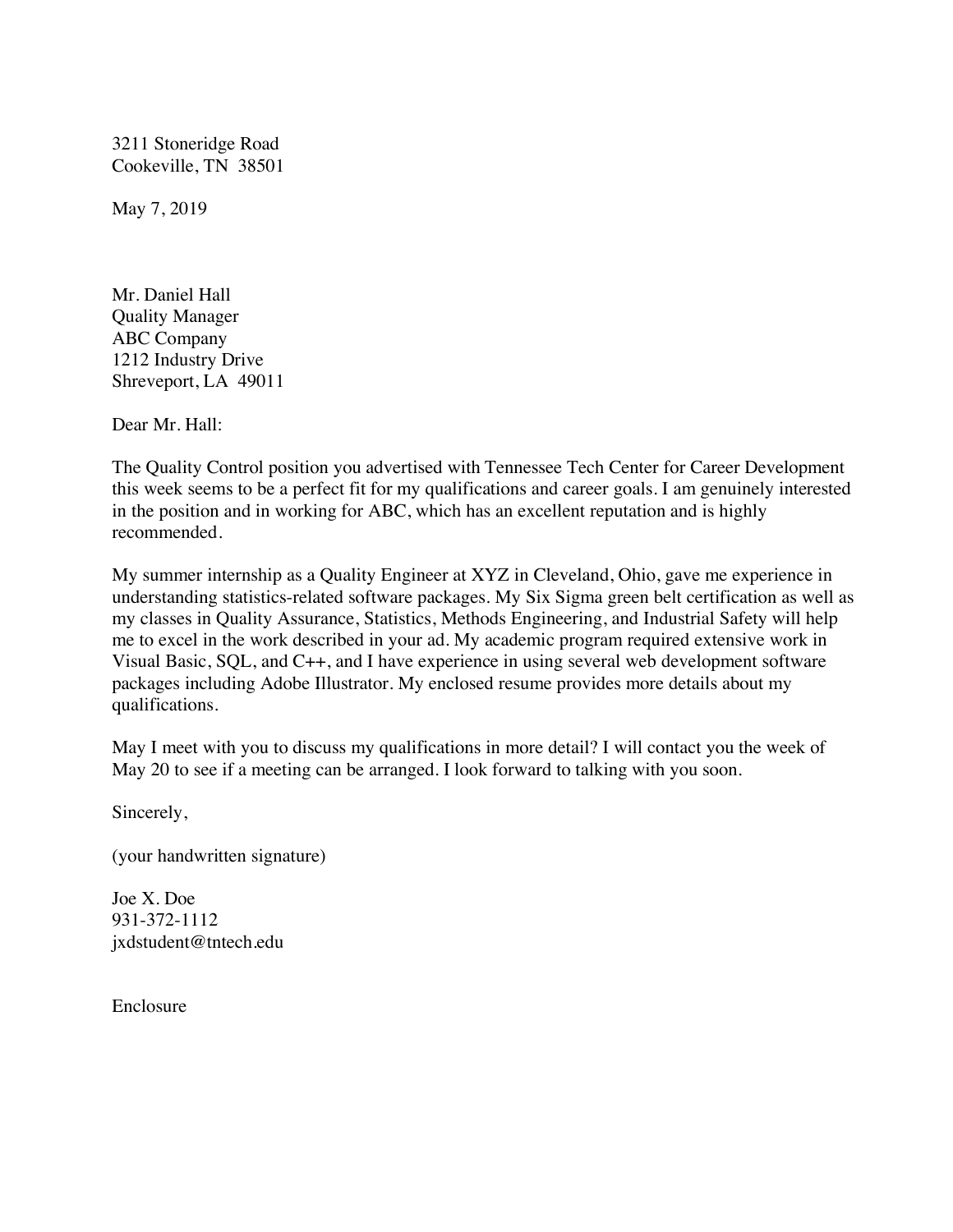3211 Stoneridge Road
Cookeville, TN 38501

May 7, 2019

Mr. Daniel Hall
Quality Manager
ABC Company
1212 Industry Drive
Shreveport, LA 49011

Dear Mr. Hall:

The Quality Control position you advertised with Tennessee Tech Center for Career Development this week seems to be a perfect fit for my qualifications and career goals. I am genuinely interested in the position and in working for ABC, which has an excellent reputation and is highly recommended.

My summer internship as a Quality Engineer at XYZ in Cleveland, Ohio, gave me experience in understanding statistics-related software packages. My Six Sigma green belt certification as well as my classes in Quality Assurance, Statistics, Methods Engineering, and Industrial Safety will help me to excel in the work described in your ad. My academic program required extensive work in Visual Basic, SQL, and C++, and I have experience in using several web development software packages including Adobe Illustrator. My enclosed resume provides more details about my qualifications.

May I meet with you to discuss my qualifications in more detail? I will contact you the week of May 20 to see if a meeting can be arranged. I look forward to talking with you soon.

Sincerely,

(your handwritten signature)

Joe X. Doe
931-372-1112
jxdstudent@tntech.edu

Enclosure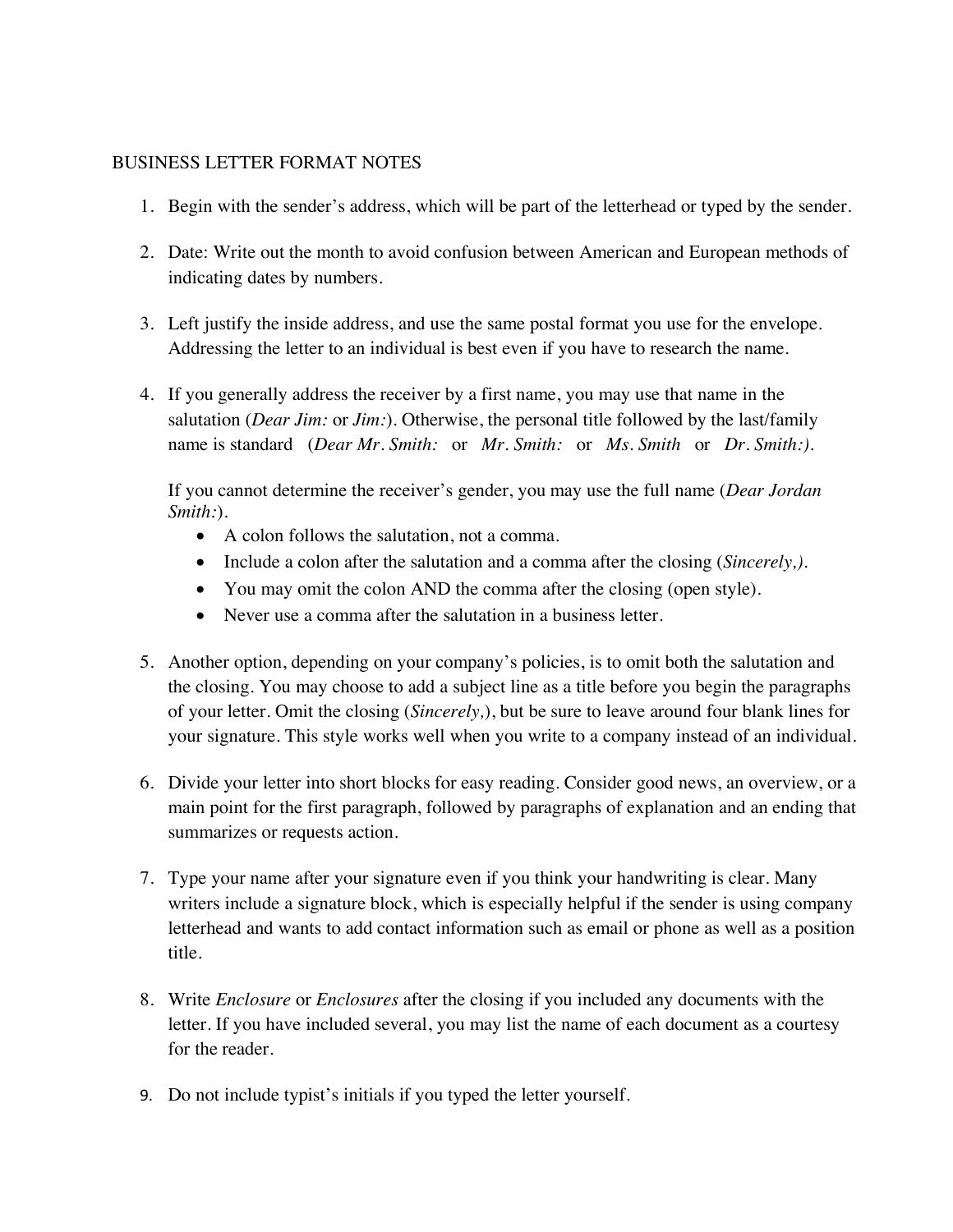BUSINESS LETTER FORMAT NOTES

1. Begin with the sender's address, which will be part of the letterhead or typed by the sender.

2. Date: Write out the month to avoid confusion between American and European methods of indicating dates by numbers.

3. Left justify the inside address, and use the same postal format you use for the envelope. Addressing the letter to an individual is best even if you have to research the name.

4. If you generally address the receiver by a first name, you may use that name in the salutation (*Dear Jim:* or *Jim:*). Otherwise, the personal title followed by the last/family name is standard (*Dear Mr. Smith:* or *Mr. Smith:* or *Ms. Smith* or *Dr. Smith:)*.

   If you cannot determine the receiver's gender, you may use the full name (*Dear Jordan Smith:*).
   - A colon follows the salutation, not a comma.
   - Include a colon after the salutation and a comma after the closing (*Sincerely,)*.
   - You may omit the colon AND the comma after the closing (open style).
   - Never use a comma after the salutation in a business letter.

5. Another option, depending on your company's policies, is to omit both the salutation and the closing. You may choose to add a subject line as a title before you begin the paragraphs of your letter. Omit the closing (*Sincerely,*), but be sure to leave around four blank lines for your signature. This style works well when you write to a company instead of an individual.

6. Divide your letter into short blocks for easy reading. Consider good news, an overview, or a main point for the first paragraph, followed by paragraphs of explanation and an ending that summarizes or requests action.

7. Type your name after your signature even if you think your handwriting is clear. Many writers include a signature block, which is especially helpful if the sender is using company letterhead and wants to add contact information such as email or phone as well as a position title.

8. Write *Enclosure* or *Enclosures* after the closing if you included any documents with the letter. If you have included several, you may list the name of each document as a courtesy for the reader.

9. Do not include typist's initials if you typed the letter yourself.